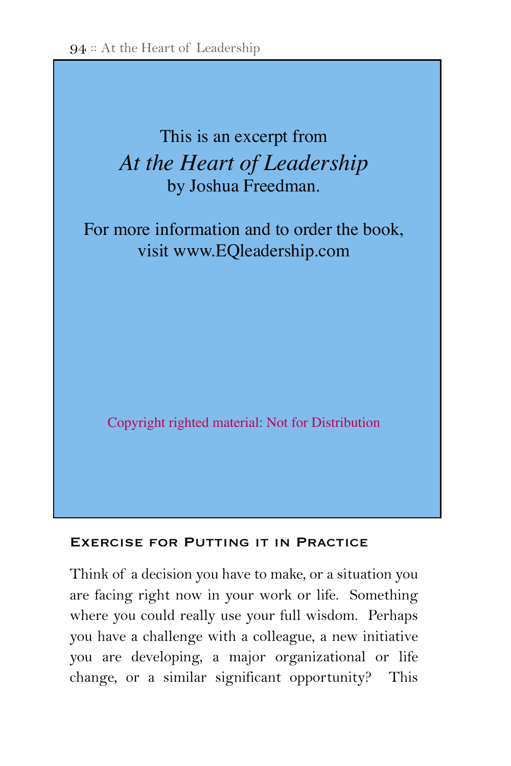This is an excerpt from

*At the Heart of Leadership*

by Joshua Freedman.

For more information and to order the book, visit www.EQleadership.com

Copyright righted material: Not for Distribution

## Exercise for Putting it in Practice

Think of a decision you have to make, or a situation you are facing right now in your work or life. Something where you could really use your full wisdom. Perhaps you have a challenge with a colleague, a new initiative you are developing, a major organizational or life change, or a similar significant opportunity? This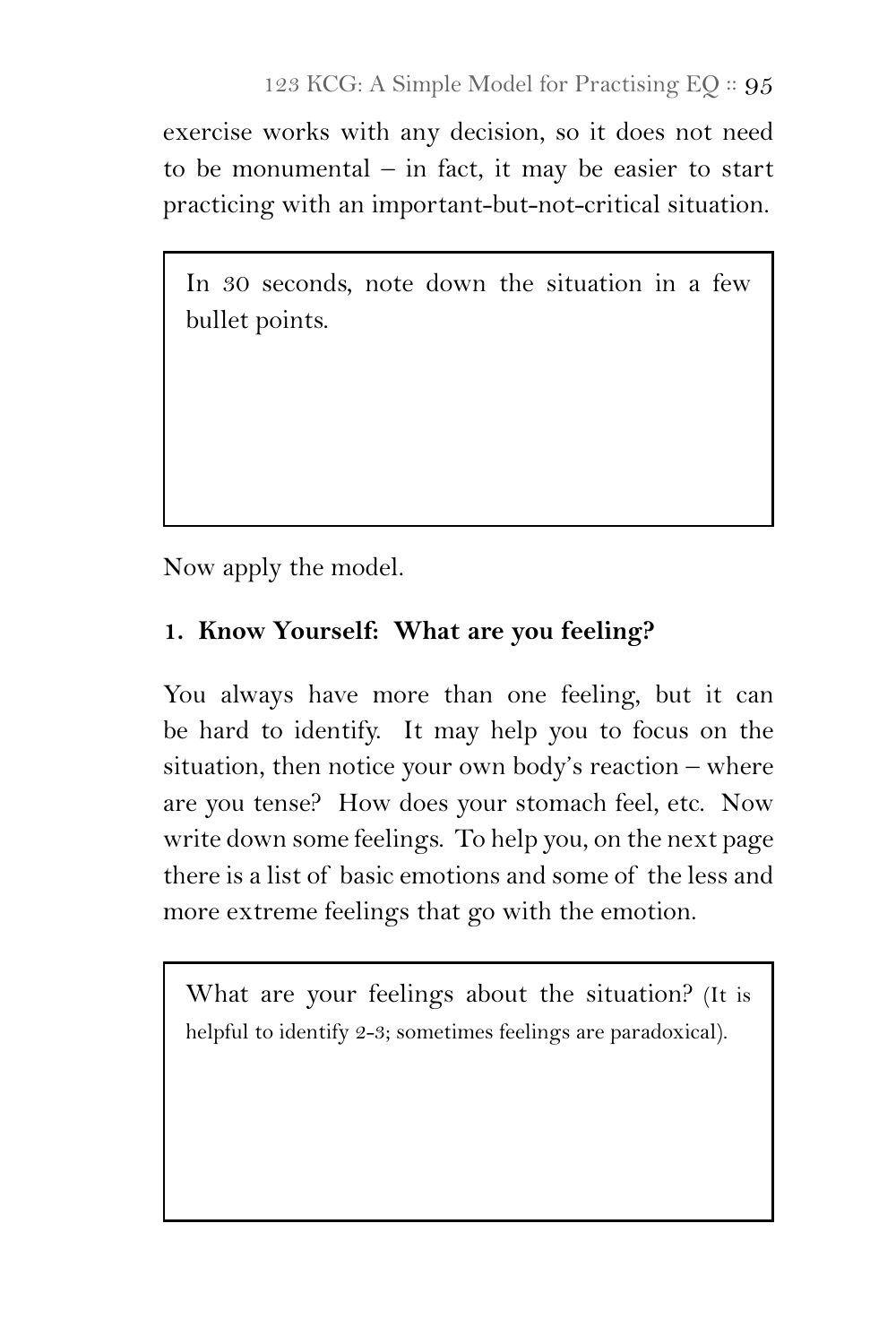exercise works with any decision, so it does not need to be monumental – in fact, it may be easier to start practicing with an important-but-not-critical situation.

| In 30 seconds, note down the situation in a few bullet points. |
| --- |
| |

Now apply the model.

**1. Know Yourself: What are you feeling?**

You always have more than one feeling, but it can be hard to identify. It may help you to focus on the situation, then notice your own body's reaction – where are you tense? How does your stomach feel, etc. Now write down some feelings. To help you, on the next page there is a list of basic emotions and some of the less and more extreme feelings that go with the emotion.

| What are your feelings about the situation? (It is helpful to identify 2-3; sometimes feelings are paradoxical). |
| --- |
| |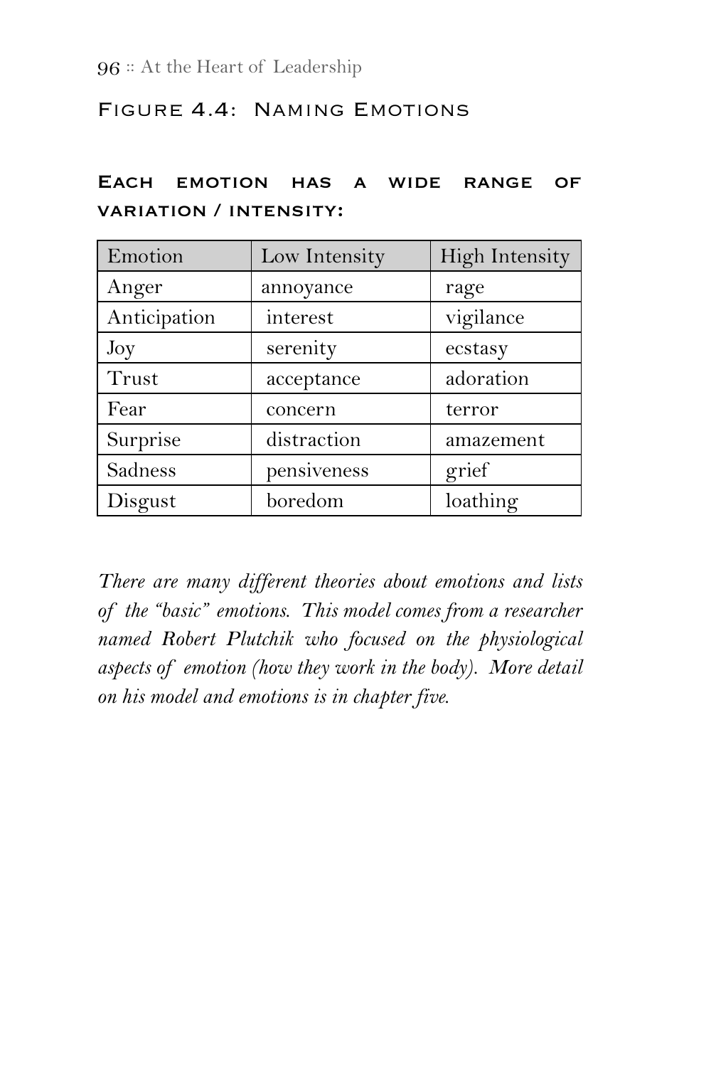## Figure 4.4: Naming Emotions

### Each emotion has a wide range of variation / intensity:

| Emotion | Low Intensity | High Intensity |
| --- | --- | --- |
| Anger | annoyance | rage |
| Anticipation | interest | vigilance |
| Joy | serenity | ecstasy |
| Trust | acceptance | adoration |
| Fear | concern | terror |
| Surprise | distraction | amazement |
| Sadness | pensiveness | grief |
| Disgust | boredom | loathing |

*There are many different theories about emotions and lists of the "basic" emotions. This model comes from a researcher named Robert Plutchik who focused on the physiological aspects of emotion (how they work in the body). More detail on his model and emotions is in chapter five.*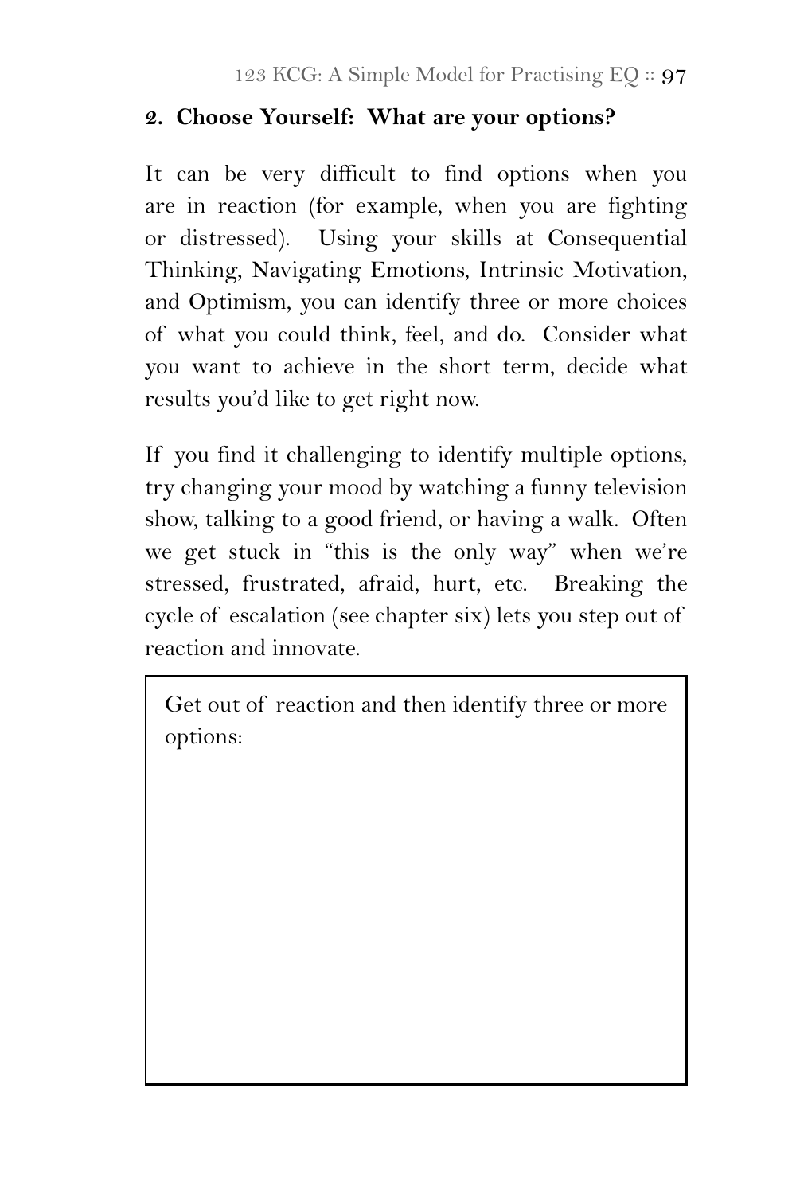**2. Choose Yourself: What are your options?**

It can be very difficult to find options when you are in reaction (for example, when you are fighting or distressed). Using your skills at Consequential Thinking, Navigating Emotions, Intrinsic Motivation, and Optimism, you can identify three or more choices of what you could think, feel, and do. Consider what you want to achieve in the short term, decide what results you'd like to get right now.

If you find it challenging to identify multiple options, try changing your mood by watching a funny television show, talking to a good friend, or having a walk. Often we get stuck in "this is the only way" when we're stressed, frustrated, afraid, hurt, etc. Breaking the cycle of escalation (see chapter six) lets you step out of reaction and innovate.

> Get out of reaction and then identify three or more options: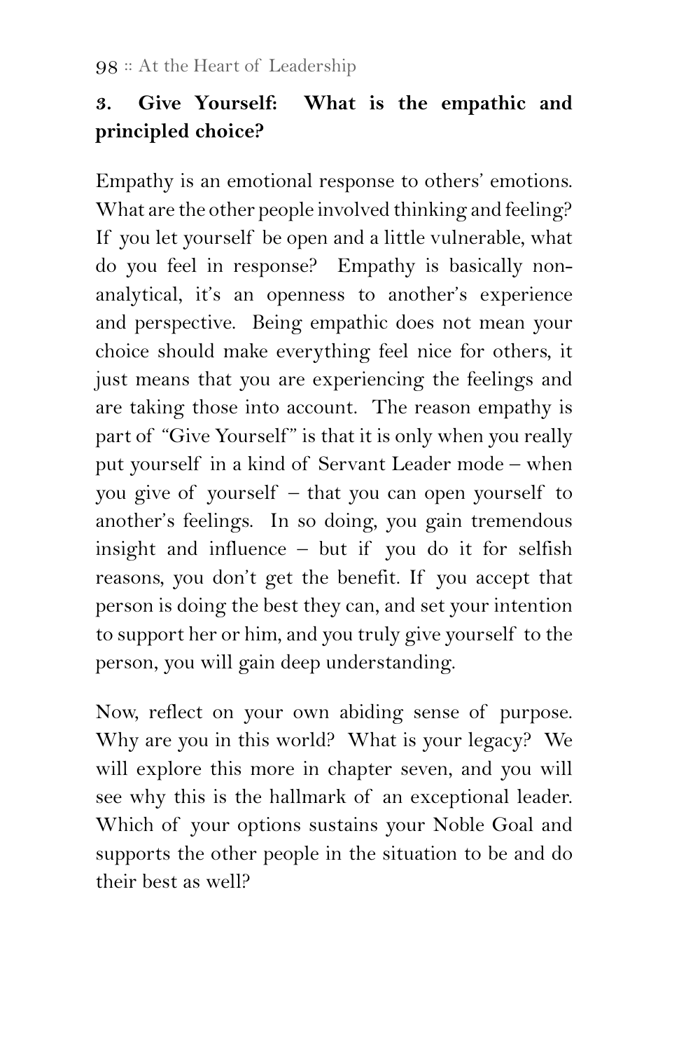### 3. Give Yourself: What is the empathic and principled choice?

Empathy is an emotional response to others' emotions. What are the other people involved thinking and feeling? If you let yourself be open and a little vulnerable, what do you feel in response? Empathy is basically non-analytical, it's an openness to another's experience and perspective. Being empathic does not mean your choice should make everything feel nice for others, it just means that you are experiencing the feelings and are taking those into account. The reason empathy is part of "Give Yourself" is that it is only when you really put yourself in a kind of Servant Leader mode – when you give of yourself – that you can open yourself to another's feelings. In so doing, you gain tremendous insight and influence – but if you do it for selfish reasons, you don't get the benefit. If you accept that person is doing the best they can, and set your intention to support her or him, and you truly give yourself to the person, you will gain deep understanding.

Now, reflect on your own abiding sense of purpose. Why are you in this world? What is your legacy? We will explore this more in chapter seven, and you will see why this is the hallmark of an exceptional leader. Which of your options sustains your Noble Goal and supports the other people in the situation to be and do their best as well?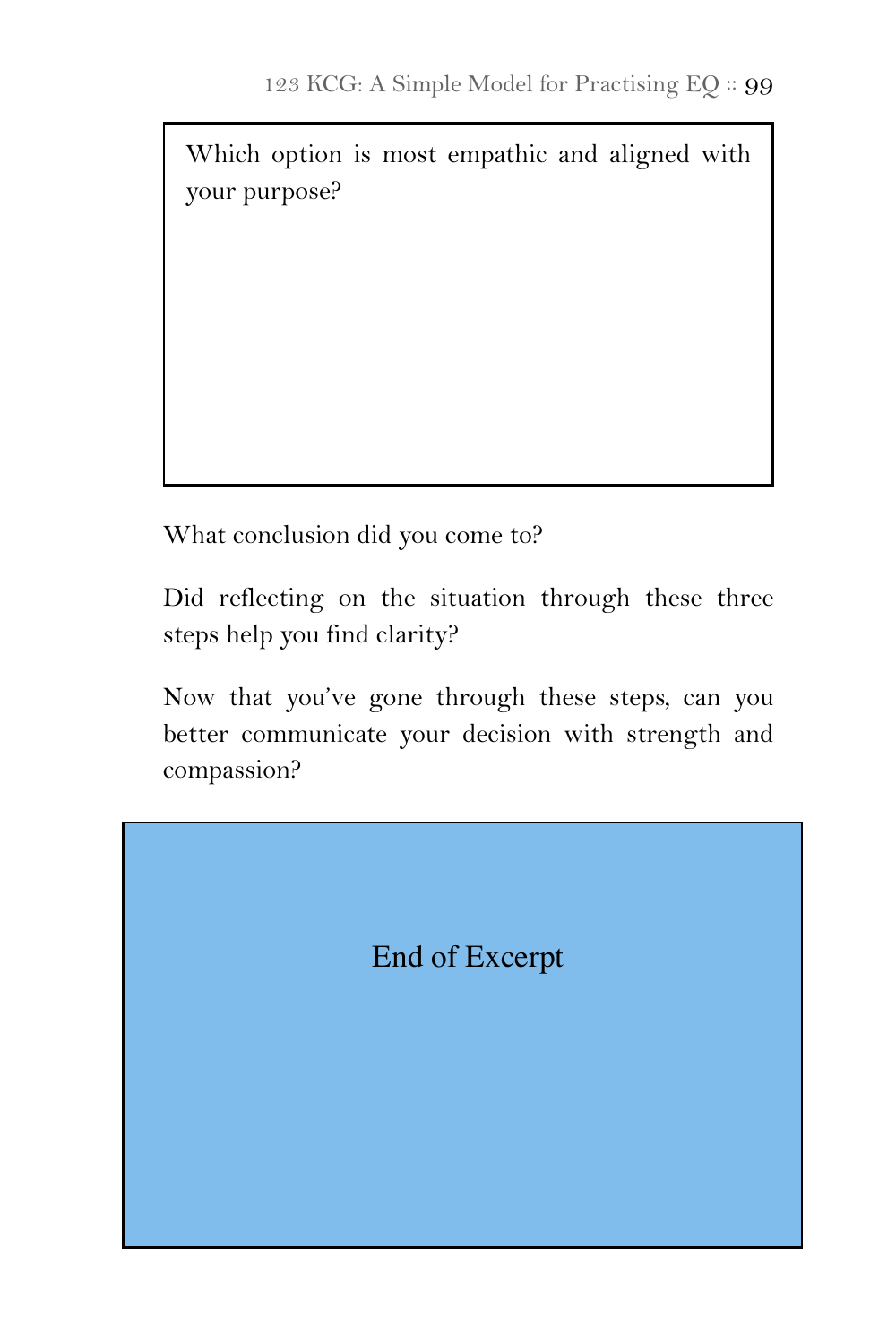Which option is most empathic and aligned with your purpose?

What conclusion did you come to?

Did reflecting on the situation through these three steps help you find clarity?

Now that you've gone through these steps, can you better communicate your decision with strength and compassion?

End of Excerpt